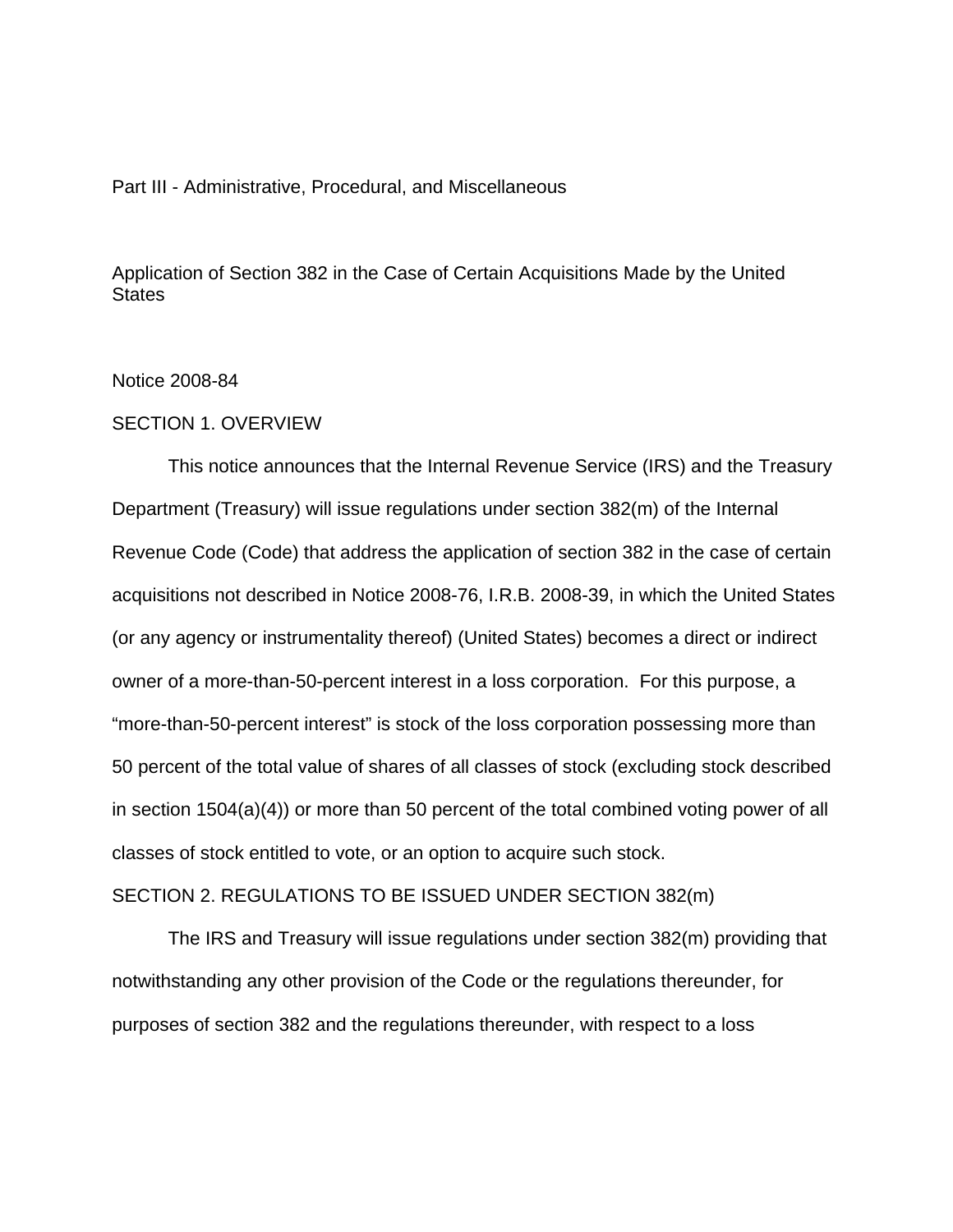Part III - Administrative, Procedural, and Miscellaneous

# Application of Section 382 in the Case of Certain Acquisitions Made by the United States

Notice 2008-84

## SECTION 1. OVERVIEW

This notice announces that the Internal Revenue Service (IRS) and the Treasury Department (Treasury) will issue regulations under section 382(m) of the Internal Revenue Code (Code) that address the application of section 382 in the case of certain acquisitions not described in Notice 2008-76, I.R.B. 2008-39, in which the United States (or any agency or instrumentality thereof) (United States) becomes a direct or indirect owner of a more-than-50-percent interest in a loss corporation. For this purpose, a "more-than-50-percent interest" is stock of the loss corporation possessing more than 50 percent of the total value of shares of all classes of stock (excluding stock described in section 1504(a)(4)) or more than 50 percent of the total combined voting power of all classes of stock entitled to vote, or an option to acquire such stock.

## SECTION 2. REGULATIONS TO BE ISSUED UNDER SECTION 382(m)

The IRS and Treasury will issue regulations under section 382(m) providing that notwithstanding any other provision of the Code or the regulations thereunder, for purposes of section 382 and the regulations thereunder, with respect to a loss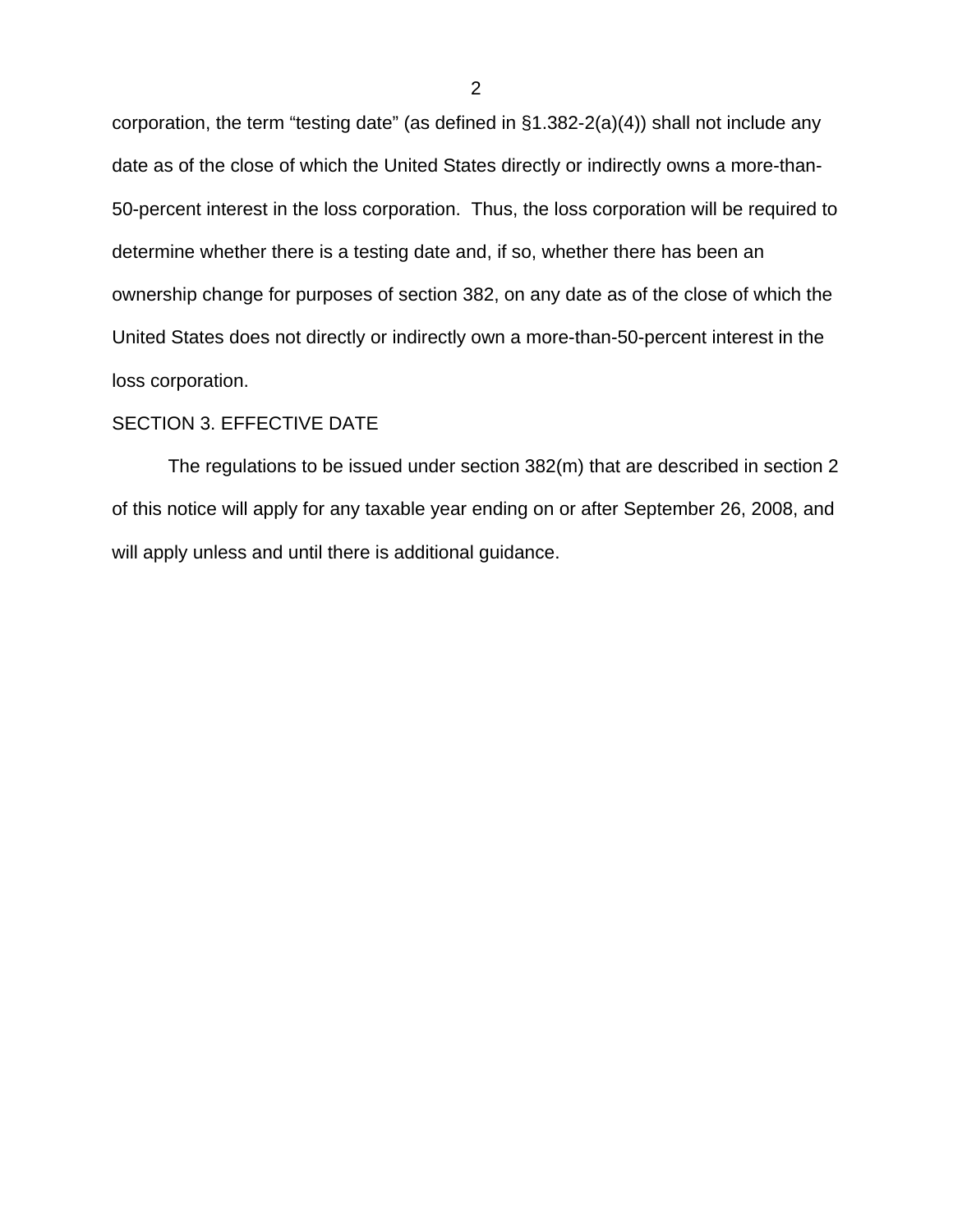corporation, the term "testing date" (as defined in §1.382-2(a)(4)) shall not include any date as of the close of which the United States directly or indirectly owns a more-than-50-percent interest in the loss corporation. Thus, the loss corporation will be required to determine whether there is a testing date and, if so, whether there has been an ownership change for purposes of section 382, on any date as of the close of which the United States does not directly or indirectly own a more-than-50-percent interest in the loss corporation.

## SECTION 3. EFFECTIVE DATE

The regulations to be issued under section 382(m) that are described in section 2 of this notice will apply for any taxable year ending on or after September 26, 2008, and will apply unless and until there is additional guidance.